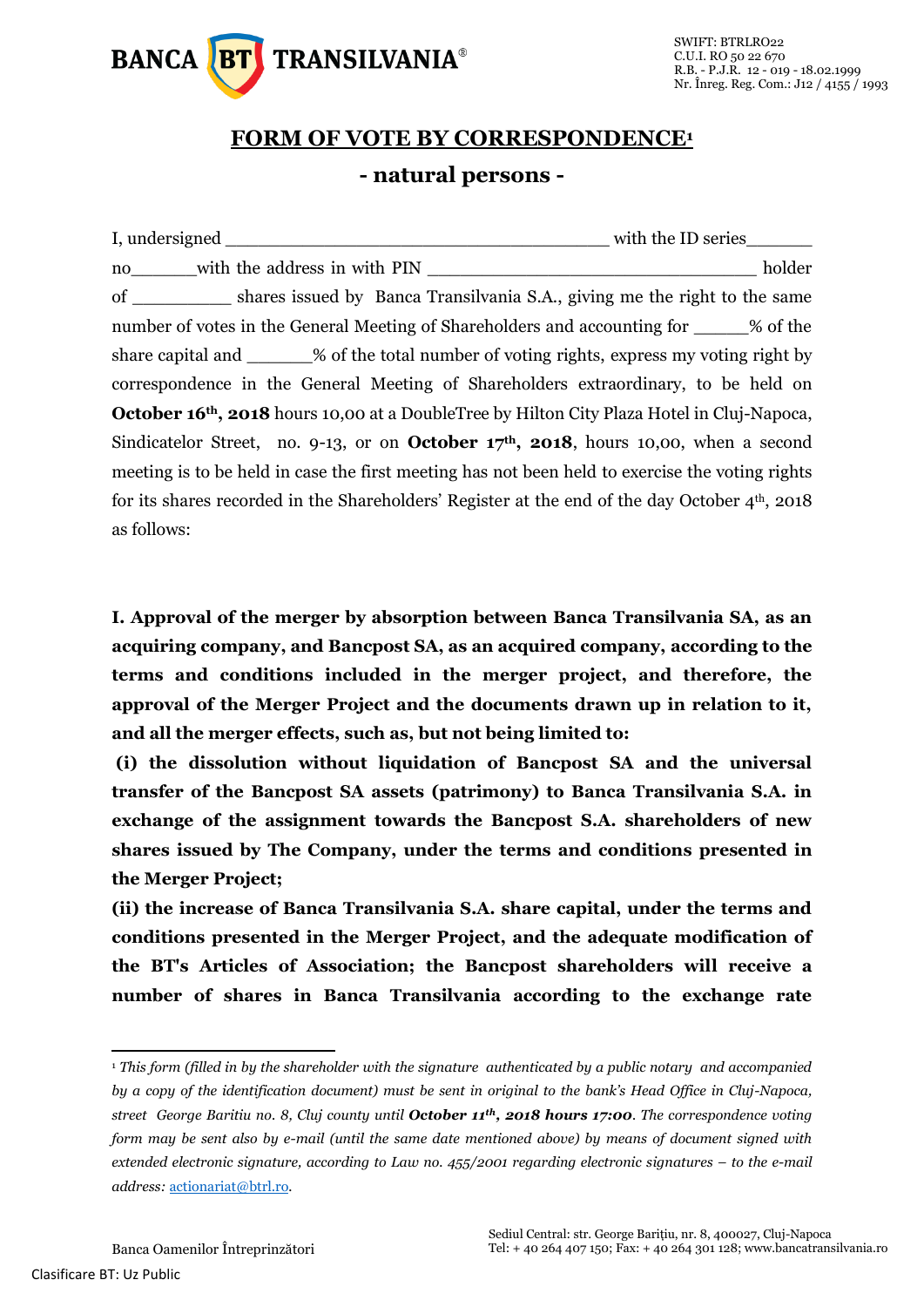# FORM OF VOTE BY CORRESPONDENCE[1]

## - natural persons -

I, undersigned _____________________________________ with the ID series______ no______with the address in with PIN _____________________________ holder of __________ shares issued by Banca Transilvania S.A., giving me the right to the same number of votes in the General Meeting of Shareholders and accounting for _____% of the share capital and ______% of the total number of voting rights, express my voting right by correspondence in the General Meeting of Shareholders extraordinary, to be held on **October 16th, 2018** hours 10,00 at a DoubleTree by Hilton City Plaza Hotel in Cluj-Napoca, Sindicatelor Street, no. 9-13, or on **October 17th, 2018**, hours 10,00, when a second meeting is to be held in case the first meeting has not been held to exercise the voting rights for its shares recorded in the Shareholders' Register at the end of the day October 4th, 2018 as follows:

**I. Approval of the merger by absorption between Banca Transilvania SA, as an acquiring company, and Bancpost SA, as an acquired company, according to the terms and conditions included in the merger project, and therefore, the approval of the Merger Project and the documents drawn up in relation to it, and all the merger effects, such as, but not being limited to:**

**(i) the dissolution without liquidation of Bancpost SA and the universal transfer of the Bancpost SA assets (patrimony) to Banca Transilvania S.A. in exchange of the assignment towards the Bancpost S.A. shareholders of new shares issued by The Company, under the terms and conditions presented in the Merger Project;**

**(ii) the increase of Banca Transilvania S.A. share capital, under the terms and conditions presented in the Merger Project, and the adequate modification of the BT's Articles of Association; the Bancpost shareholders will receive a number of shares in Banca Transilvania according to the exchange rate**

---

[1] *This form (filled in by the shareholder with the signature authenticated by a public notary and accompanied by a copy of the identification document) must be sent in original to the bank's Head Office in Cluj-Napoca, street George Baritiu no. 8, Cluj county until **October 11th, 2018 hours 17:00**. The correspondence voting form may be sent also by e-mail (until the same date mentioned above) by means of document signed with extended electronic signature, according to Law no. 455/2001 regarding electronic signatures – to the e-mail address:* actionariat@btrl.ro.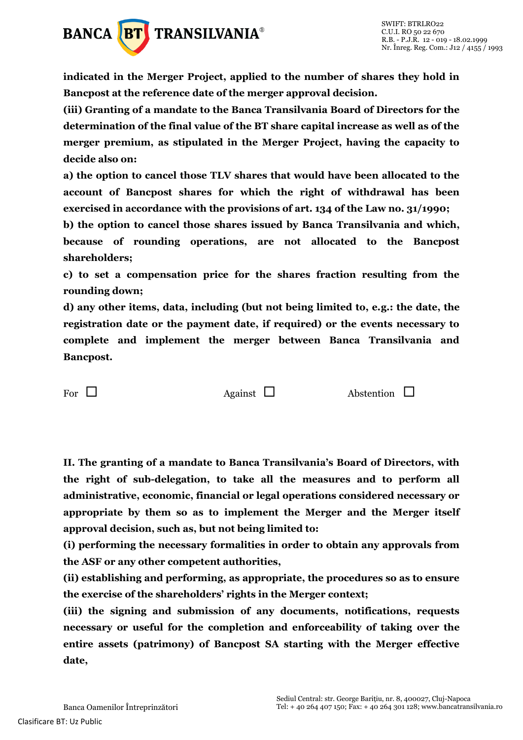**indicated in the Merger Project, applied to the number of shares they hold in Bancpost at the reference date of the merger approval decision.**

**(iii) Granting of a mandate to the Banca Transilvania Board of Directors for the determination of the final value of the BT share capital increase as well as of the merger premium, as stipulated in the Merger Project, having the capacity to decide also on:**

**a) the option to cancel those TLV shares that would have been allocated to the account of Bancpost shares for which the right of withdrawal has been exercised in accordance with the provisions of art. 134 of the Law no. 31/1990;**

**b) the option to cancel those shares issued by Banca Transilvania and which, because of rounding operations, are not allocated to the Bancpost shareholders;**

**c) to set a compensation price for the shares fraction resulting from the rounding down;**

**d) any other items, data, including (but not being limited to, e.g.: the date, the registration date or the payment date, if required) or the events necessary to complete and implement the merger between Banca Transilvania and Bancpost.**

For ☐ Against ☐ Abstention ☐

**II. The granting of a mandate to Banca Transilvania's Board of Directors, with the right of sub-delegation, to take all the measures and to perform all administrative, economic, financial or legal operations considered necessary or appropriate by them so as to implement the Merger and the Merger itself approval decision, such as, but not being limited to:**

**(i) performing the necessary formalities in order to obtain any approvals from the ASF or any other competent authorities,**

**(ii) establishing and performing, as appropriate, the procedures so as to ensure the exercise of the shareholders' rights in the Merger context;**

**(iii) the signing and submission of any documents, notifications, requests necessary or useful for the completion and enforceability of taking over the entire assets (patrimony) of Bancpost SA starting with the Merger effective date,**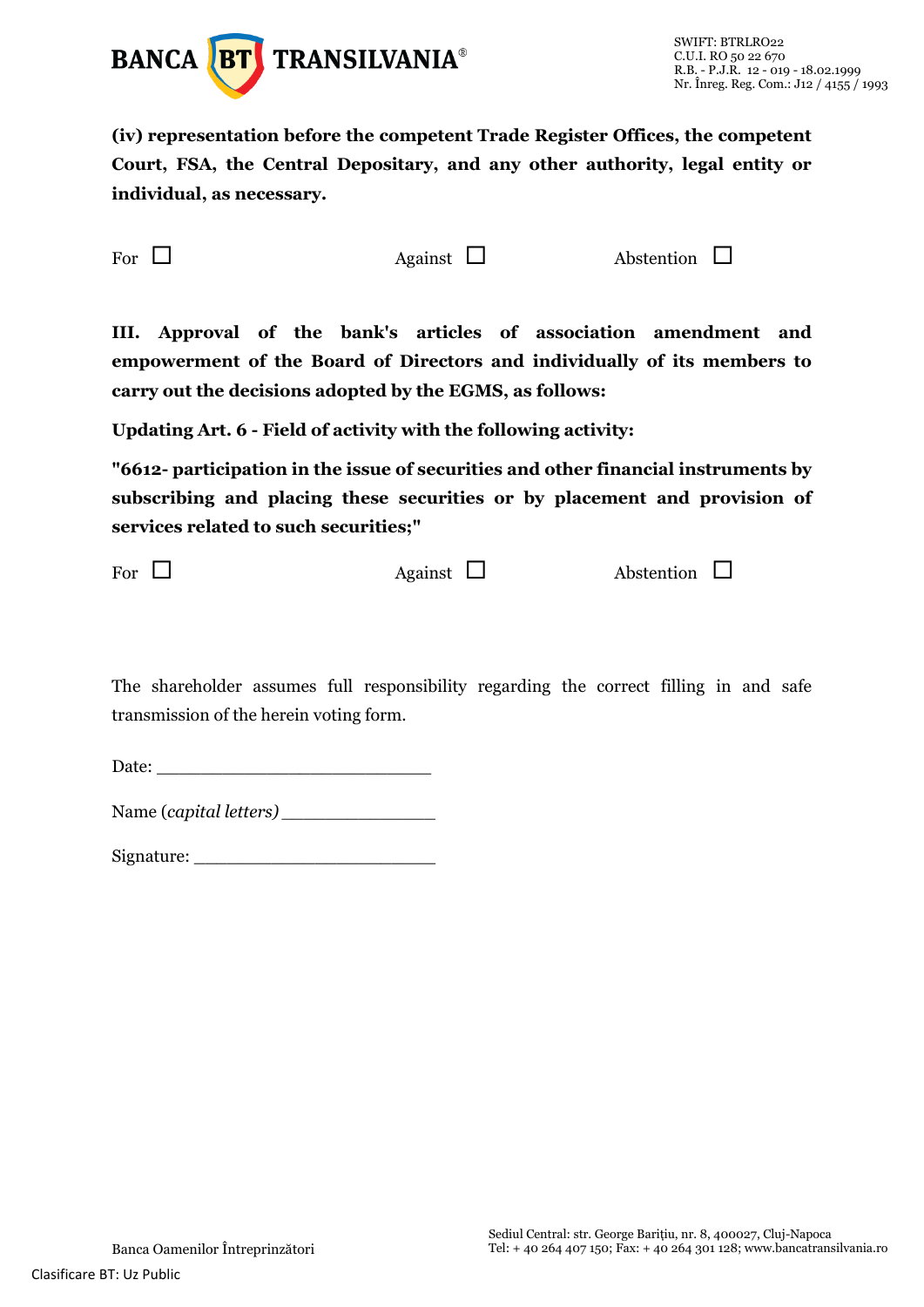**(iv) representation before the competent Trade Register Offices, the competent Court, FSA, the Central Depositary, and any other authority, legal entity or individual, as necessary.**

For ☐ Against ☐ Abstention ☐

**III. Approval of the bank's articles of association amendment and empowerment of the Board of Directors and individually of its members to carry out the decisions adopted by the EGMS, as follows:**

**Updating Art. 6 - Field of activity with the following activity:**

**"6612- participation in the issue of securities and other financial instruments by subscribing and placing these securities or by placement and provision of services related to such securities;"**

For ☐ Against ☐ Abstention ☐

The shareholder assumes full responsibility regarding the correct filling in and safe transmission of the herein voting form.

Date: ___________________________

Name (*capital letters*) _______________

Signature: _______________________